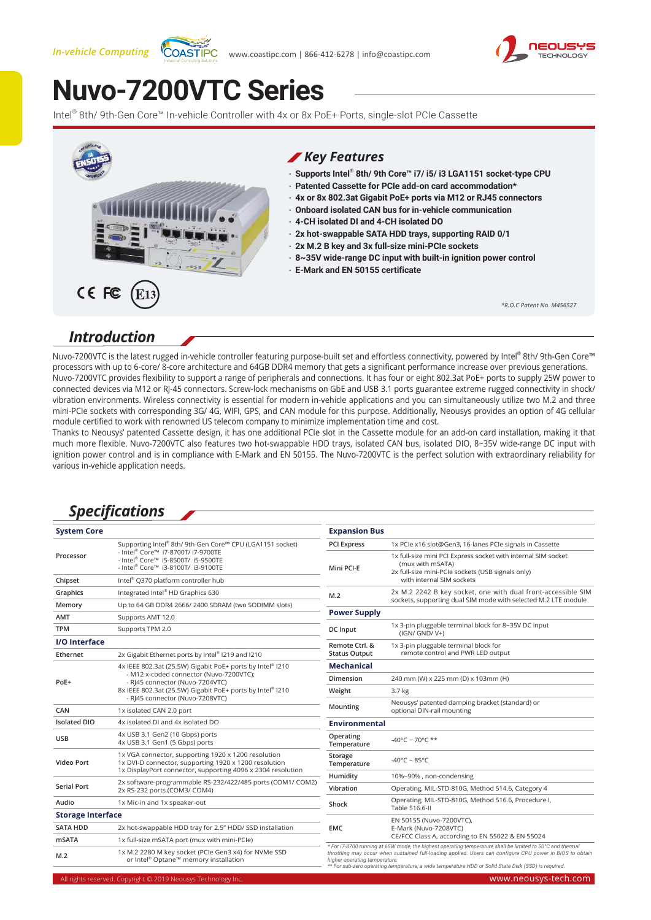*In-vehicle Computing* www.coastipc.com | 866-412-6278 | info@coastipc.com

# Nuvo-7200VTC Series

Intel® 8th/ 9th-Gen Core™ In-vehicle Controller with 4x or 8x PoE+ Ports, single-slot PCIe Cassette

## Key Features

- **Supports Intel® 8th/ 9th Core™ i7/ i5/ i3 LGA1151 socket-type CPU**
- **Patented Cassette for PCIe add-on card accommodation***
- **4x or 8x 802.3at Gigabit PoE+ ports via M12 or RJ45 connectors**
- **Onboard isolated CAN bus for in-vehicle communication**
- **4-CH isolated DI and 4-CH isolated DO**
- **2x hot-swappable SATA HDD trays, supporting RAID 0/1**
- **2x M.2 B key and 3x full-size mini-PCIe sockets**
- **8~35V wide-range DC input with built-in ignition power control**
- **E-Mark and EN 50155 certificate**

*\*R.O.C Patent No. M456527*

## Introduction

Nuvo-7200VTC is the latest rugged in-vehicle controller featuring purpose-built set and effortless connectivity, powered by Intel® 8th/ 9th-Gen Core™ processors with up to 6-core/ 8-core architecture and 64GB DDR4 memory that gets a significant performance increase over previous generations. Nuvo-7200VTC provides flexibility to support a range of peripherals and connections. It has four or eight 802.3at PoE+ ports to supply 25W power to connected devices via M12 or RJ-45 connectors. Screw-lock mechanisms on GbE and USB 3.1 ports guarantee extreme rugged connectivity in shock/ vibration environments. Wireless connectivity is essential for modern in-vehicle applications and you can simultaneously utilize two M.2 and three mini-PCIe sockets with corresponding 3G/ 4G, WIFI, GPS, and CAN module for this purpose. Additionally, Neousys provides an option of 4G cellular module certified to work with renowned US telecom company to minimize implementation time and cost.

Thanks to Neousys' patented Cassette design, it has one additional PCIe slot in the Cassette module for an add-on card installation, making it that much more flexible. Nuvo-7200VTC also features two hot-swappable HDD trays, isolated CAN bus, isolated DIO, 8~35V wide-range DC input with ignition power control and is in compliance with E-Mark and EN 50155. The Nuvo-7200VTC is the perfect solution with extraordinary reliability for various in-vehicle application needs.

## Specifications

| **System Core** | |
|---|---|
| Processor | Supporting Intel® 8th/ 9th-Gen Core™ CPU (LGA1151 socket)<br>- Intel® Core™ i7-8700T/ i7-9700TE<br>- Intel® Core™ i5-8500T/ i5-9500TE<br>- Intel® Core™ i3-8100T/ i3-9100TE |
| Chipset | Intel® Q370 platform controller hub |
| Graphics | Integrated Intel® HD Graphics 630 |
| Memory | Up to 64 GB DDR4 2666/ 2400 SDRAM (two SODIMM slots) |
| AMT | Supports AMT 12.0 |
| TPM | Supports TPM 2.0 |
| **I/O Interface** | |
| Ethernet | 2x Gigabit Ethernet ports by Intel® I219 and I210 |
| PoE+ | 4x IEEE 802.3at (25.5W) Gigabit PoE+ ports by Intel® I210<br>- M12 x-coded connector (Nuvo-7200VTC);<br>- RJ45 connector (Nuvo-7204VTC)<br>8x IEEE 802.3at (25.5W) Gigabit PoE+ ports by Intel® I210<br>- RJ45 connector (Nuvo-7208VTC) |
| CAN | 1x isolated CAN 2.0 port |
| Isolated DIO | 4x isolated DI and 4x isolated DO |
| USB | 4x USB 3.1 Gen2 (10 Gbps) ports<br>4x USB 3.1 Gen1 (5 Gbps) ports |
| Video Port | 1x VGA connector, supporting 1920 x 1200 resolution<br>1x DVI-D connector, supporting 1920 x 1200 resolution<br>1x DisplayPort connector, supporting 4096 x 2304 resolution |
| Serial Port | 2x software-programmable RS-232/422/485 ports (COM1/ COM2)<br>2x RS-232 ports (COM3/ COM4) |
| Audio | 1x Mic-in and 1x speaker-out |
| **Storage Interface** | |
| SATA HDD | 2x hot-swappable HDD tray for 2.5" HDD/ SSD installation |
| mSATA | 1x full-size mSATA port (mux with mini-PCIe) |
| M.2 | 1x M.2 2280 M key socket (PCIe Gen3 x4) for NVMe SSD or Intel® Optane™ memory installation |

| **Expansion Bus** | |
|---|---|
| PCI Express | 1x PCIe x16 slot@Gen3, 16-lanes PCIe signals in Cassette |
| Mini PCI-E | 1x full-size mini PCI Express socket with internal SIM socket (mux with mSATA)<br>2x full-size mini-PCIe sockets (USB signals only) with internal SIM sockets |
| M.2 | 2x M.2 2242 B key socket, one with dual front-accessible SIM sockets, supporting dual SIM mode with selected M.2 LTE module |
| **Power Supply** | |
| DC Input | 1x 3-pin pluggable terminal block for 8~35V DC input (IGN/ GND/ V+) |
| Remote Ctrl. & Status Output | 1x 3-pin pluggable terminal block for remote control and PWR LED output |
| **Mechanical** | |
| Dimension | 240 mm (W) x 225 mm (D) x 103mm (H) |
| Weight | 3.7 kg |
| Mounting | Neousys' patented damping bracket (standard) or optional DIN-rail mounting |
| **Environmental** | |
| Operating Temperature | -40°C ~ 70°C ** |
| Storage Temperature | -40°C ~ 85°C |
| Humidity | 10%~90% , non-condensing |
| Vibration | Operating, MIL-STD-810G, Method 514.6, Category 4 |
| Shock | Operating, MIL-STD-810G, Method 516.6, Procedure I, Table 516.6-II |
| EMC | EN 50155 (Nuvo-7200VTC),<br>E-Mark (Nuvo-7208VTC)<br>CE/FCC Class A, according to EN 55022 & EN 55024 |

*\* For i7-8700 running at 65W mode, the highest operating temperature shall be limited to 50°C and thermal throttling may occur when sustained full-loading applied. Users can configure CPU power in BIOS to obtain higher operating temperature.*
*\*\* For sub-zero operating temperature, a wide temperature HDD or Solid State Disk (SSD) is required.*

All rights reserved. Copyright © 2019 Neousys Technology Inc. www.neousys-tech.com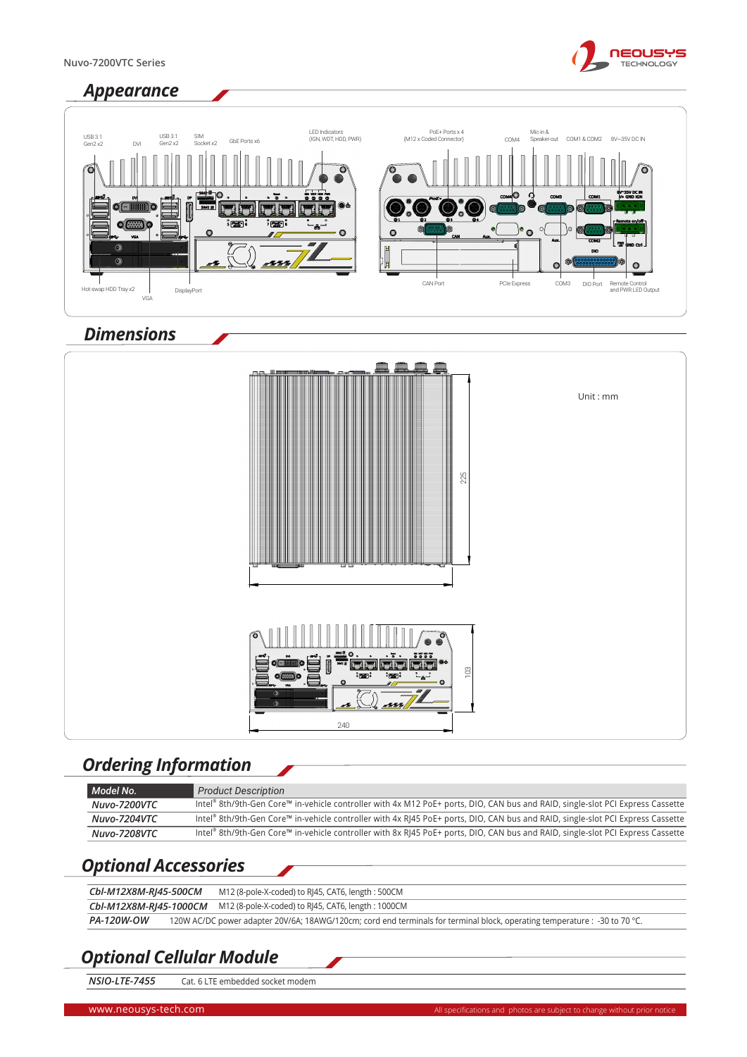## Appearance

USB 3.1 Gen2 x2
DVI
USB 3.1 Gen2 x2
SIM Socket x2
GbE Ports x6
LED Indicators (IGN, WDT, HDD, PWR)
PoE+ Ports x 4 (M12 x Coded Connector)
COM4
Mic-in & Speaker-out
COM1 & COM2
8V~35V DC IN
Hot-swap HDD Tray x2
VGA
DisplayPort
CAN Port
PCIe Express
COM3
DIO Port
Remote Control and PWR LED Output

## Dimensions

Unit : mm

225
103
240

## Ordering Information

| Model No. | Product Description |
|---|---|
| Nuvo-7200VTC | Intel® 8th/9th-Gen Core™ in-vehicle controller with 4x M12 PoE+ ports, DIO, CAN bus and RAID, single-slot PCI Express Cassette |
| Nuvo-7204VTC | Intel® 8th/9th-Gen Core™ in-vehicle controller with 4x RJ45 PoE+ ports, DIO, CAN bus and RAID, single-slot PCI Express Cassette |
| Nuvo-7208VTC | Intel® 8th/9th-Gen Core™ in-vehicle controller with 8x RJ45 PoE+ ports, DIO, CAN bus and RAID, single-slot PCI Express Cassette |

## Optional Accessories

| | |
|---|---|
| Cbl-M12X8M-RJ45-500CM | M12 (8-pole-X-coded) to RJ45, CAT6, length : 500CM |
| Cbl-M12X8M-RJ45-1000CM | M12 (8-pole-X-coded) to RJ45, CAT6, length : 1000CM |
| PA-120W-OW | 120W AC/DC power adapter 20V/6A; 18AWG/120cm; cord end terminals for terminal block, operating temperature : -30 to 70 °C. |

## Optional Cellular Module

| | |
|---|---|
| NSIO-LTE-7455 | Cat. 6 LTE embedded socket modem |

www.neousys-tech.com

All specifications and photos are subject to change without prior notice